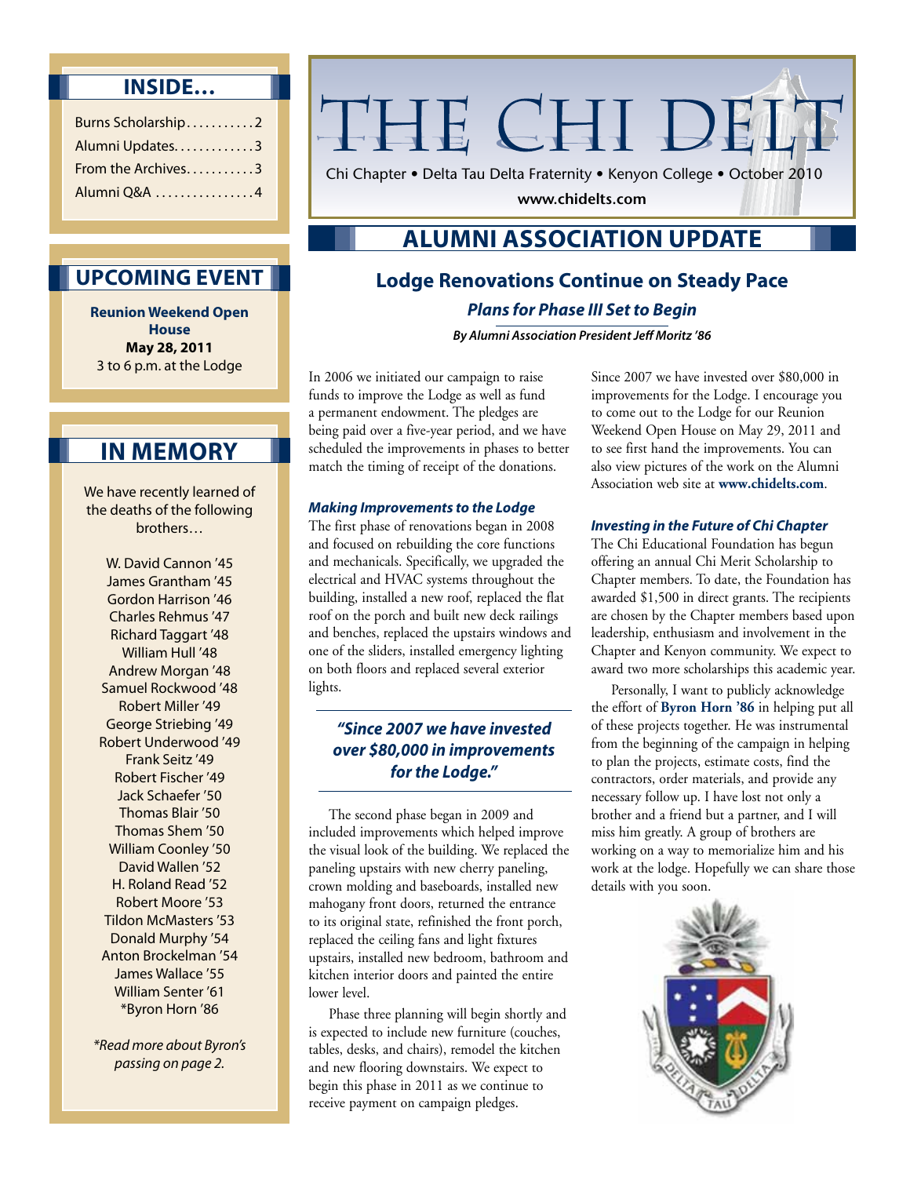# THE CHI DELT

Chi Chapter • Delta Tau Delta Fraternity • Kenyon College • October 2010

**www.chidelts.com**

## INSIDE…

- Burns Scholarship . . . . . . . . . . . 2
- Alumni Updates. . . . . . . . . . . . 3
- From the Archives. . . . . . . . . . 3
- Alumni Q&A . . . . . . . . . . . . . . . 4

## UPCOMING EVENT

**Reunion Weekend Open House**
**May 28, 2011**
3 to 6 p.m. at the Lodge

## IN MEMORY

We have recently learned of the deaths of the following brothers…

W. David Cannon '45
James Grantham '45
Gordon Harrison '46
Charles Rehmus '47
Richard Taggart '48
William Hull '48
Andrew Morgan '48
Samuel Rockwood '48
Robert Miller '49
George Striebing '49
Robert Underwood '49
Frank Seitz '49
Robert Fischer '49
Jack Schaefer '50
Thomas Blair '50
Thomas Shem '50
William Coonley '50
David Wallen '52
H. Roland Read '52
Robert Moore '53
Tildon McMasters '53
Donald Murphy '54
Anton Brockelman '54
James Wallace '55
William Senter '61
*Byron Horn '86

*Read more about Byron's passing on page 2.*

## ALUMNI ASSOCIATION UPDATE

### Lodge Renovations Continue on Steady Pace

***Plans for Phase III Set to Begin***

***By Alumni Association President Jeff Moritz '86***

In 2006 we initiated our campaign to raise funds to improve the Lodge as well as fund a permanent endowment. The pledges are being paid over a five-year period, and we have scheduled the improvements in phases to better match the timing of receipt of the donations.

#### *Making Improvements to the Lodge*

The first phase of renovations began in 2008 and focused on rebuilding the core functions and mechanicals. Specifically, we upgraded the electrical and HVAC systems throughout the building, installed a new roof, replaced the flat roof on the porch and built new deck railings and benches, replaced the upstairs windows and one of the sliders, installed emergency lighting on both floors and replaced several exterior lights.

> ***"Since 2007 we have invested over $80,000 in improvements for the Lodge."***

The second phase began in 2009 and included improvements which helped improve the visual look of the building. We replaced the paneling upstairs with new cherry paneling, crown molding and baseboards, installed new mahogany front doors, returned the entrance to its original state, refinished the front porch, replaced the ceiling fans and light fixtures upstairs, installed new bedroom, bathroom and kitchen interior doors and painted the entire lower level.

Phase three planning will begin shortly and is expected to include new furniture (couches, tables, desks, and chairs), remodel the kitchen and new flooring downstairs. We expect to begin this phase in 2011 as we continue to receive payment on campaign pledges.

Since 2007 we have invested over $80,000 in improvements for the Lodge. I encourage you to come out to the Lodge for our Reunion Weekend Open House on May 29, 2011 and to see first hand the improvements. You can also view pictures of the work on the Alumni Association web site at **www.chidelts.com**.

#### *Investing in the Future of Chi Chapter*

The Chi Educational Foundation has begun offering an annual Chi Merit Scholarship to Chapter members. To date, the Foundation has awarded $1,500 in direct grants. The recipients are chosen by the Chapter members based upon leadership, enthusiasm and involvement in the Chapter and Kenyon community. We expect to award two more scholarships this academic year.

Personally, I want to publicly acknowledge the effort of **Byron Horn '86** in helping put all of these projects together. He was instrumental from the beginning of the campaign in helping to plan the projects, estimate costs, find the contractors, order materials, and provide any necessary follow up. I have lost not only a brother and a friend but a partner, and I will miss him greatly. A group of brothers are working on a way to memorialize him and his work at the lodge. Hopefully we can share those details with you soon.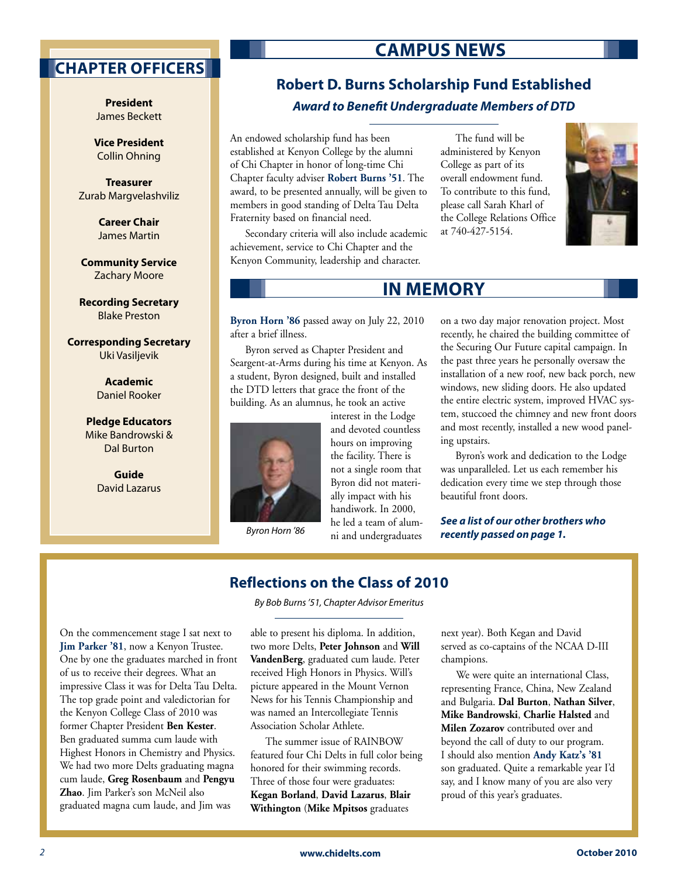## CHAPTER OFFICERS

**President**
James Beckett

**Vice President**
Collin Ohning

**Treasurer**
Zurab Margvelashviliz

**Career Chair**
James Martin

**Community Service**
Zachary Moore

**Recording Secretary**
Blake Preston

**Corresponding Secretary**
Uki Vasiljevik

**Academic**
Daniel Rooker

**Pledge Educators**
Mike Bandrowski & Dal Burton

**Guide**
David Lazarus

# CAMPUS NEWS

## Robert D. Burns Scholarship Fund Established

***Award to Benefit Undergraduate Members of DTD***

An endowed scholarship fund has been established at Kenyon College by the alumni of Chi Chapter in honor of long-time Chi Chapter faculty adviser **Robert Burns '51**. The award, to be presented annually, will be given to members in good standing of Delta Tau Delta Fraternity based on financial need.

Secondary criteria will also include academic achievement, service to Chi Chapter and the Kenyon Community, leadership and character.

The fund will be administered by Kenyon College as part of its overall endowment fund. To contribute to this fund, please call Sarah Kharl of the College Relations Office at 740-427-5154.

# IN MEMORY

**Byron Horn '86** passed away on July 22, 2010 after a brief illness.

Byron served as Chapter President and Seargent-at-Arms during his time at Kenyon. As a student, Byron designed, built and installed the DTD letters that grace the front of the building. As an alumnus, he took an active interest in the Lodge and devoted countless hours on improving the facility. There is not a single room that Byron did not materially impact with his handiwork. In 2000, he led a team of alumni and undergraduates on a two day major renovation project. Most recently, he chaired the building committee of the Securing Our Future capital campaign. In the past three years he personally oversaw the installation of a new roof, new back porch, new windows, new sliding doors. He also updated the entire electric system, improved HVAC system, stuccoed the chimney and new front doors and most recently, installed a new wood paneling upstairs.

*Byron Horn '86*

Byron's work and dedication to the Lodge was unparalleled. Let us each remember his dedication every time we step through those beautiful front doors.

***See a list of our other brothers who recently passed on page 1.***

## Reflections on the Class of 2010

*By Bob Burns '51, Chapter Advisor Emeritus*

On the commencement stage I sat next to **Jim Parker '81**, now a Kenyon Trustee. One by one the graduates marched in front of us to receive their degrees. What an impressive Class it was for Delta Tau Delta. The top grade point and valedictorian for the Kenyon College Class of 2010 was former Chapter President **Ben Kester**. Ben graduated summa cum laude with Highest Honors in Chemistry and Physics. We had two more Delts graduating magna cum laude, **Greg Rosenbaum** and **Pengyu Zhao**. Jim Parker's son McNeil also graduated magna cum laude, and Jim was able to present his diploma. In addition, two more Delts, **Peter Johnson** and **Will VandenBerg**, graduated cum laude. Peter received High Honors in Physics. Will's picture appeared in the Mount Vernon News for his Tennis Championship and was named an Intercollegiate Tennis Association Scholar Athlete.

The summer issue of RAINBOW featured four Chi Delts in full color being honored for their swimming records. Three of those four were graduates: **Kegan Borland**, **David Lazarus**, **Blair Withington** (**Mike Mpitsos** graduates next year). Both Kegan and David served as co-captains of the NCAA D-III champions.

We were quite an international Class, representing France, China, New Zealand and Bulgaria. **Dal Burton**, **Nathan Silver**, **Mike Bandrowski**, **Charlie Halsted** and **Milen Zozarov** contributed over and beyond the call of duty to our program. I should also mention **Andy Katz's '81** son graduated. Quite a remarkable year I'd say, and I know many of you are also very proud of this year's graduates.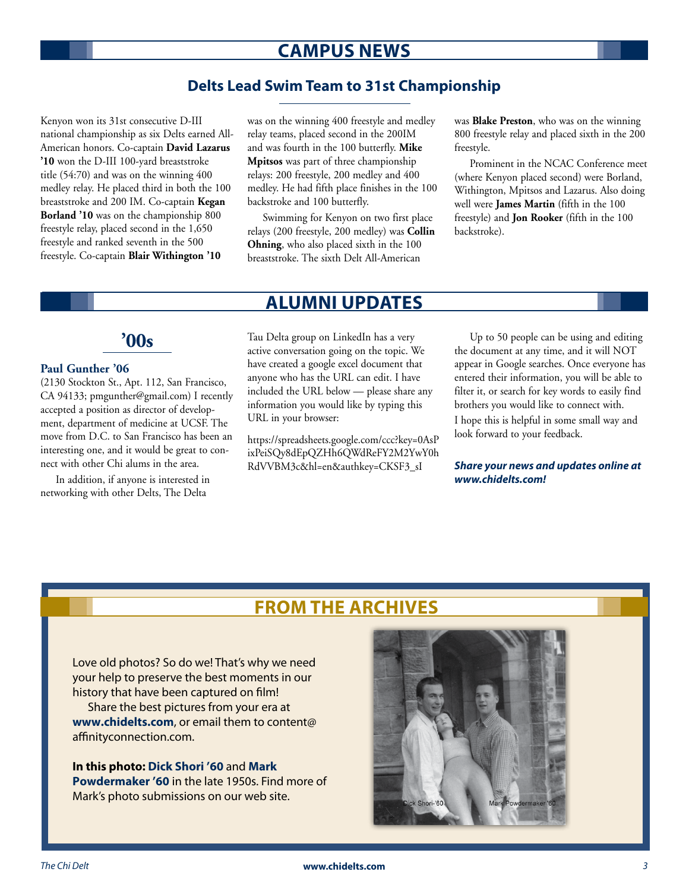## CAMPUS NEWS

### Delts Lead Swim Team to 31st Championship

Kenyon won its 31st consecutive D-III national championship as six Delts earned All-American honors. Co-captain **David Lazarus '10** won the D-III 100-yard breaststroke title (54:70) and was on the winning 400 medley relay. He placed third in both the 100 breaststroke and 200 IM. Co-captain **Kegan Borland '10** was on the championship 800 freestyle relay, placed second in the 1,650 freestyle and ranked seventh in the 500 freestyle. Co-captain **Blair Withington '10** was on the winning 400 freestyle and medley relay teams, placed second in the 200IM and was fourth in the 100 butterfly. **Mike Mpitsos** was part of three championship relays: 200 freestyle, 200 medley and 400 medley. He had fifth place finishes in the 100 backstroke and 100 butterfly.

Swimming for Kenyon on two first place relays (200 freestyle, 200 medley) was **Collin Ohning**, who also placed sixth in the 100 breaststroke. The sixth Delt All-American was **Blake Preston**, who was on the winning 800 freestyle relay and placed sixth in the 200 freestyle.

Prominent in the NCAC Conference meet (where Kenyon placed second) were Borland, Withington, Mpitsos and Lazarus. Also doing well were **James Martin** (fifth in the 100 freestyle) and **Jon Rooker** (fifth in the 100 backstroke).

## ALUMNI UPDATES

### '00s

**Paul Gunther '06**
(2130 Stockton St., Apt. 112, San Francisco, CA 94133; pmgunther@gmail.com) I recently accepted a position as director of development, department of medicine at UCSF. The move from D.C. to San Francisco has been an interesting one, and it would be great to connect with other Chi alums in the area.

In addition, if anyone is interested in networking with other Delts, The Delta Tau Delta group on LinkedIn has a very active conversation going on the topic. We have created a google excel document that anyone who has the URL can edit. I have included the URL below — please share any information you would like by typing this URL in your browser:

https://spreadsheets.google.com/ccc?key=0AsPixPeiSQy8dEpQZHh6QWdReFY2M2YwY0hRdVVBM3c&hl=en&authkey=CKSF3_sI

Up to 50 people can be using and editing the document at any time, and it will NOT appear in Google searches. Once everyone has entered their information, you will be able to filter it, or search for key words to easily find brothers you would like to connect with.
I hope this is helpful in some small way and look forward to your feedback.

***Share your news and updates online at www.chidelts.com!***

## FROM THE ARCHIVES

Love old photos? So do we! That's why we need your help to preserve the best moments in our history that have been captured on film!

Share the best pictures from your era at **www.chidelts.com**, or email them to content@affinityconnection.com.

**In this photo: Dick Shori '60** and **Mark Powdermaker '60** in the late 1950s. Find more of Mark's photo submissions on our web site.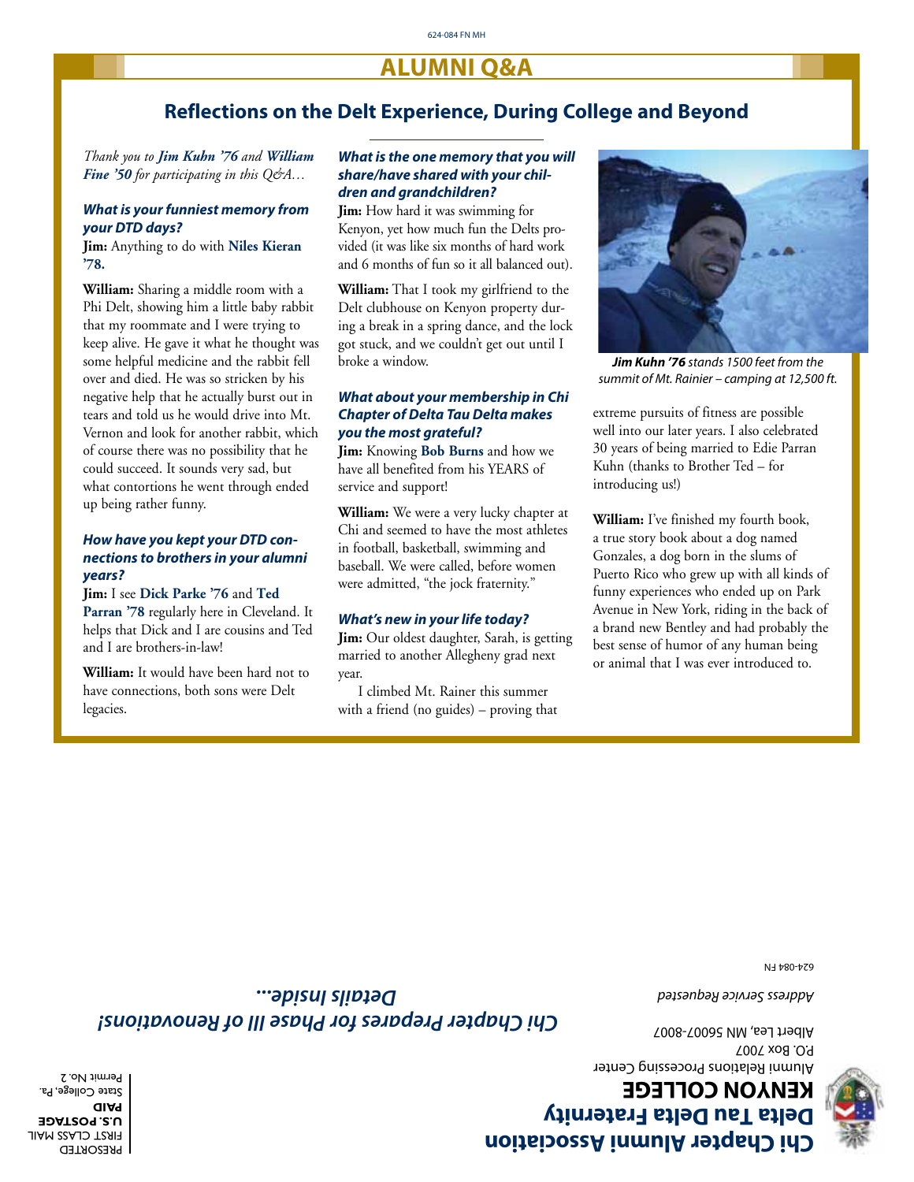# ALUMNI Q&A

## Reflections on the Delt Experience, During College and Beyond

*Thank you to **Jim Kuhn '76** and **William Fine '50** for participating in this Q&A…*

***What is your funniest memory from your DTD days?***

**Jim:** Anything to do with **Niles Kieran '78.**

**William:** Sharing a middle room with a Phi Delt, showing him a little baby rabbit that my roommate and I were trying to keep alive. He gave it what he thought was some helpful medicine and the rabbit fell over and died. He was so stricken by his negative help that he actually burst out in tears and told us he would drive into Mt. Vernon and look for another rabbit, which of course there was no possibility that he could succeed. It sounds very sad, but what contortions he went through ended up being rather funny.

***How have you kept your DTD connections to brothers in your alumni years?***

**Jim:** I see **Dick Parke '76** and **Ted Parran '78** regularly here in Cleveland. It helps that Dick and I are cousins and Ted and I are brothers-in-law!

**William:** It would have been hard not to have connections, both sons were Delt legacies.

***What is the one memory that you will share/have shared with your children and grandchildren?***

**Jim:** How hard it was swimming for Kenyon, yet how much fun the Delts provided (it was like six months of hard work and 6 months of fun so it all balanced out).

**William:** That I took my girlfriend to the Delt clubhouse on Kenyon property during a break in a spring dance, and the lock got stuck, and we couldn't get out until I broke a window.

***What about your membership in Chi Chapter of Delta Tau Delta makes you the most grateful?***

**Jim:** Knowing **Bob Burns** and how we have all benefited from his YEARS of service and support!

**William:** We were a very lucky chapter at Chi and seemed to have the most athletes in football, basketball, swimming and baseball. We were called, before women were admitted, "the jock fraternity."

***What's new in your life today?***

**Jim:** Our oldest daughter, Sarah, is getting married to another Allegheny grad next year.

I climbed Mt. Rainer this summer with a friend (no guides) – proving that extreme pursuits of fitness are possible well into our later years. I also celebrated 30 years of being married to Edie Parran Kuhn (thanks to Brother Ted – for introducing us!)

***Jim Kuhn '76** stands 1500 feet from the summit of Mt. Rainier – camping at 12,500 ft.*

**William:** I've finished my fourth book, a true story book about a dog named Gonzales, a dog born in the slums of Puerto Rico who grew up with all kinds of funny experiences who ended up on Park Avenue in New York, riding in the back of a brand new Bentley and had probably the best sense of humor of any human being or animal that I was ever introduced to.

---

**Chi Chapter Alumni Association**
**Delta Tau Delta Fraternity**
**KENYON COLLEGE**
Alumni Relations Processing Center
P.O. Box 7007
Albert Lea, MN 56007-8007

*Address Service Requested*

624-084 FN

PRESORTED
FIRST CLASS MAIL
**U.S. POSTAGE**
**PAID**
State College, Pa.
Permit No. 2

***Chi Chapter Prepares for Phase III of Renovations!***
***Details Inside...***